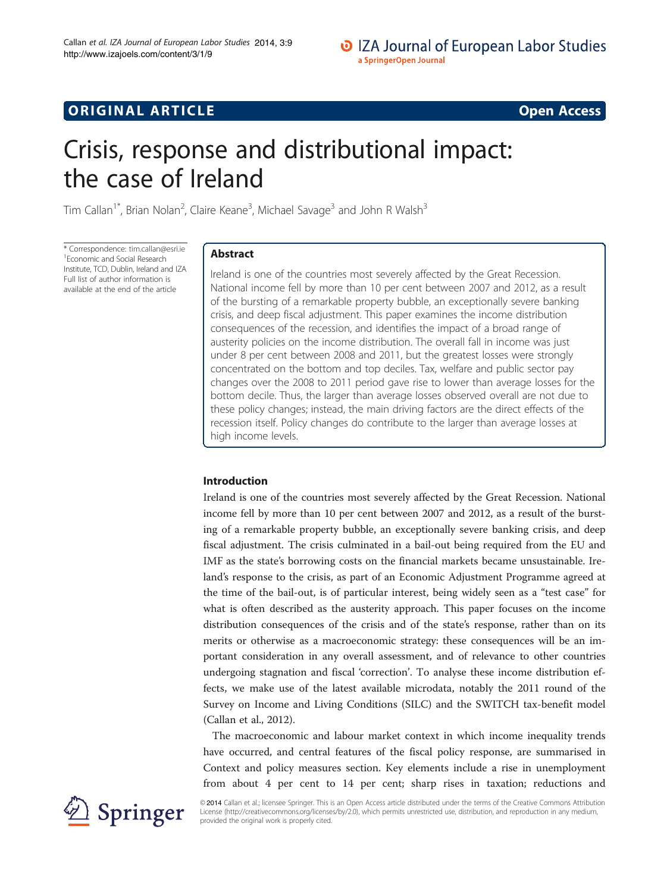ORIGINAL ARTICLE

Open Access

# Crisis, response and distributional impact: the case of Ireland

Tim Callan[1*], Brian Nolan[2], Claire Keane[3], Michael Savage[3] and John R Walsh[3]

\* Correspondence: tim.callan@esri.ie
[1]Economic and Social Research Institute, TCD, Dublin, Ireland and IZA
Full list of author information is available at the end of the article

## Abstract

Ireland is one of the countries most severely affected by the Great Recession. National income fell by more than 10 per cent between 2007 and 2012, as a result of the bursting of a remarkable property bubble, an exceptionally severe banking crisis, and deep fiscal adjustment. This paper examines the income distribution consequences of the recession, and identifies the impact of a broad range of austerity policies on the income distribution. The overall fall in income was just under 8 per cent between 2008 and 2011, but the greatest losses were strongly concentrated on the bottom and top deciles. Tax, welfare and public sector pay changes over the 2008 to 2011 period gave rise to lower than average losses for the bottom decile. Thus, the larger than average losses observed overall are not due to these policy changes; instead, the main driving factors are the direct effects of the recession itself. Policy changes do contribute to the larger than average losses at high income levels.

## Introduction

Ireland is one of the countries most severely affected by the Great Recession. National income fell by more than 10 per cent between 2007 and 2012, as a result of the bursting of a remarkable property bubble, an exceptionally severe banking crisis, and deep fiscal adjustment. The crisis culminated in a bail-out being required from the EU and IMF as the state's borrowing costs on the financial markets became unsustainable. Ireland's response to the crisis, as part of an Economic Adjustment Programme agreed at the time of the bail-out, is of particular interest, being widely seen as a "test case" for what is often described as the austerity approach. This paper focuses on the income distribution consequences of the crisis and of the state's response, rather than on its merits or otherwise as a macroeconomic strategy: these consequences will be an important consideration in any overall assessment, and of relevance to other countries undergoing stagnation and fiscal 'correction'. To analyse these income distribution effects, we make use of the latest available microdata, notably the 2011 round of the Survey on Income and Living Conditions (SILC) and the SWITCH tax-benefit model (Callan et al., 2012).

The macroeconomic and labour market context in which income inequality trends have occurred, and central features of the fiscal policy response, are summarised in Context and policy measures section. Key elements include a rise in unemployment from about 4 per cent to 14 per cent; sharp rises in taxation; reductions and

© 2014 Callan et al.; licensee Springer. This is an Open Access article distributed under the terms of the Creative Commons Attribution License (http://creativecommons.org/licenses/by/2.0), which permits unrestricted use, distribution, and reproduction in any medium, provided the original work is properly cited.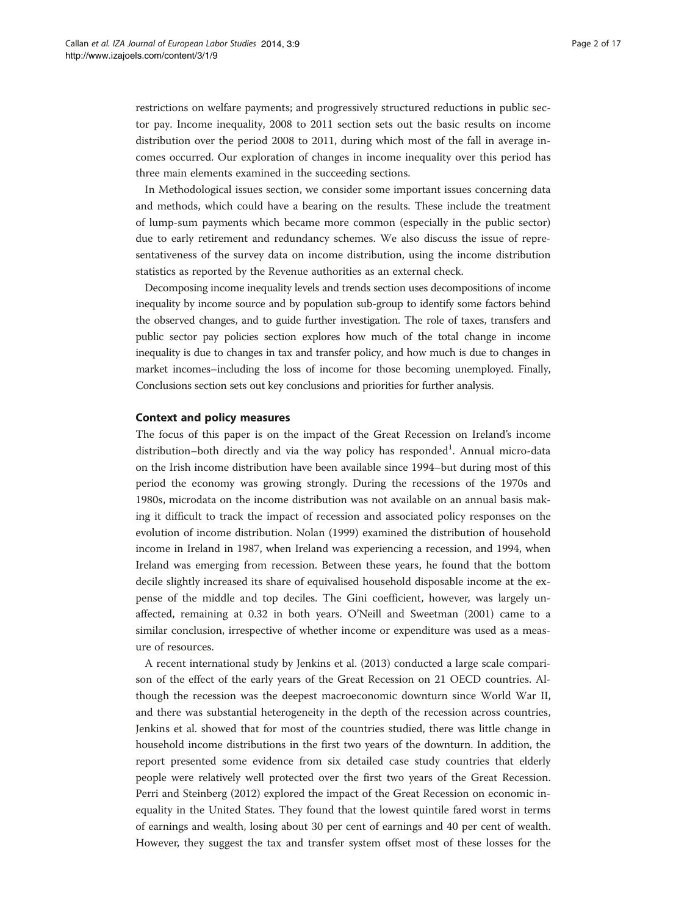restrictions on welfare payments; and progressively structured reductions in public sector pay. Income inequality, 2008 to 2011 section sets out the basic results on income distribution over the period 2008 to 2011, during which most of the fall in average incomes occurred. Our exploration of changes in income inequality over this period has three main elements examined in the succeeding sections.

In Methodological issues section, we consider some important issues concerning data and methods, which could have a bearing on the results. These include the treatment of lump-sum payments which became more common (especially in the public sector) due to early retirement and redundancy schemes. We also discuss the issue of representativeness of the survey data on income distribution, using the income distribution statistics as reported by the Revenue authorities as an external check.

Decomposing income inequality levels and trends section uses decompositions of income inequality by income source and by population sub-group to identify some factors behind the observed changes, and to guide further investigation. The role of taxes, transfers and public sector pay policies section explores how much of the total change in income inequality is due to changes in tax and transfer policy, and how much is due to changes in market incomes–including the loss of income for those becoming unemployed. Finally, Conclusions section sets out key conclusions and priorities for further analysis.

## Context and policy measures

The focus of this paper is on the impact of the Great Recession on Ireland's income distribution–both directly and via the way policy has responded[1]. Annual micro-data on the Irish income distribution have been available since 1994–but during most of this period the economy was growing strongly. During the recessions of the 1970s and 1980s, microdata on the income distribution was not available on an annual basis making it difficult to track the impact of recession and associated policy responses on the evolution of income distribution. Nolan (1999) examined the distribution of household income in Ireland in 1987, when Ireland was experiencing a recession, and 1994, when Ireland was emerging from recession. Between these years, he found that the bottom decile slightly increased its share of equivalised household disposable income at the expense of the middle and top deciles. The Gini coefficient, however, was largely unaffected, remaining at 0.32 in both years. O'Neill and Sweetman (2001) came to a similar conclusion, irrespective of whether income or expenditure was used as a measure of resources.

A recent international study by Jenkins et al. (2013) conducted a large scale comparison of the effect of the early years of the Great Recession on 21 OECD countries. Although the recession was the deepest macroeconomic downturn since World War II, and there was substantial heterogeneity in the depth of the recession across countries, Jenkins et al. showed that for most of the countries studied, there was little change in household income distributions in the first two years of the downturn. In addition, the report presented some evidence from six detailed case study countries that elderly people were relatively well protected over the first two years of the Great Recession. Perri and Steinberg (2012) explored the impact of the Great Recession on economic inequality in the United States. They found that the lowest quintile fared worst in terms of earnings and wealth, losing about 30 per cent of earnings and 40 per cent of wealth. However, they suggest the tax and transfer system offset most of these losses for the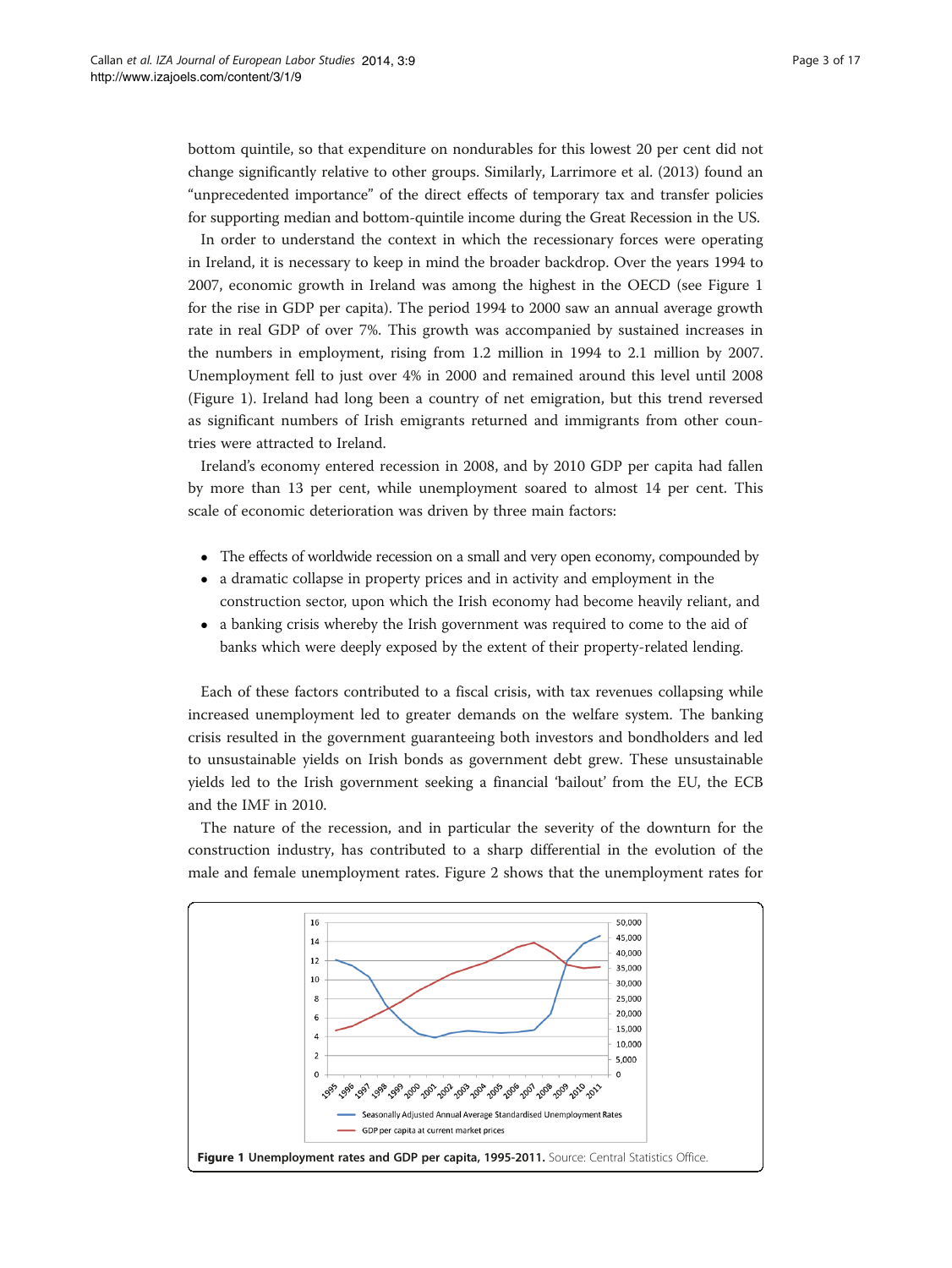bottom quintile, so that expenditure on nondurables for this lowest 20 per cent did not change significantly relative to other groups. Similarly, Larrimore et al. (2013) found an "unprecedented importance" of the direct effects of temporary tax and transfer policies for supporting median and bottom-quintile income during the Great Recession in the US.

In order to understand the context in which the recessionary forces were operating in Ireland, it is necessary to keep in mind the broader backdrop. Over the years 1994 to 2007, economic growth in Ireland was among the highest in the OECD (see Figure 1 for the rise in GDP per capita). The period 1994 to 2000 saw an annual average growth rate in real GDP of over 7%. This growth was accompanied by sustained increases in the numbers in employment, rising from 1.2 million in 1994 to 2.1 million by 2007. Unemployment fell to just over 4% in 2000 and remained around this level until 2008 (Figure 1). Ireland had long been a country of net emigration, but this trend reversed as significant numbers of Irish emigrants returned and immigrants from other countries were attracted to Ireland.

Ireland's economy entered recession in 2008, and by 2010 GDP per capita had fallen by more than 13 per cent, while unemployment soared to almost 14 per cent. This scale of economic deterioration was driven by three main factors:

- The effects of worldwide recession on a small and very open economy, compounded by
- a dramatic collapse in property prices and in activity and employment in the construction sector, upon which the Irish economy had become heavily reliant, and
- a banking crisis whereby the Irish government was required to come to the aid of banks which were deeply exposed by the extent of their property-related lending.

Each of these factors contributed to a fiscal crisis, with tax revenues collapsing while increased unemployment led to greater demands on the welfare system. The banking crisis resulted in the government guaranteeing both investors and bondholders and led to unsustainable yields on Irish bonds as government debt grew. These unsustainable yields led to the Irish government seeking a financial 'bailout' from the EU, the ECB and the IMF in 2010.

The nature of the recession, and in particular the severity of the downturn for the construction industry, has contributed to a sharp differential in the evolution of the male and female unemployment rates. Figure 2 shows that the unemployment rates for

**Figure 1 Unemployment rates and GDP per capita, 1995-2011.** Source: Central Statistics Office.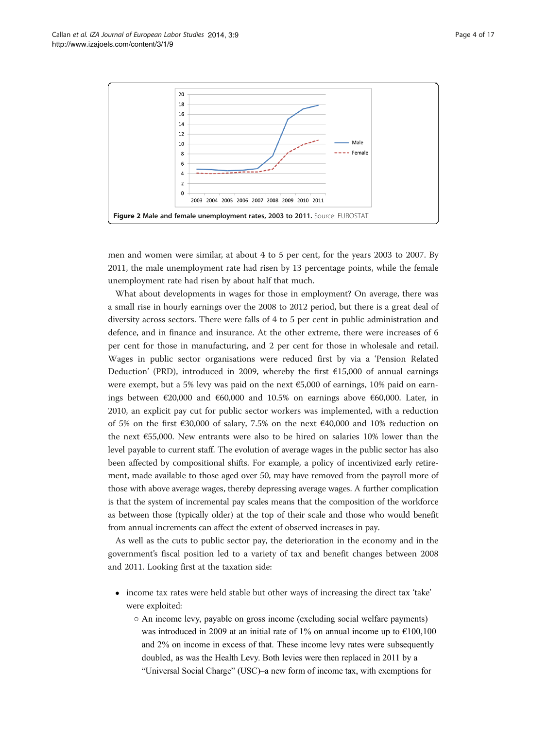Figure 2 Male and female unemployment rates, 2003 to 2011. Source: EUROSTAT.

men and women were similar, at about 4 to 5 per cent, for the years 2003 to 2007. By 2011, the male unemployment rate had risen by 13 percentage points, while the female unemployment rate had risen by about half that much.

What about developments in wages for those in employment? On average, there was a small rise in hourly earnings over the 2008 to 2012 period, but there is a great deal of diversity across sectors. There were falls of 4 to 5 per cent in public administration and defence, and in finance and insurance. At the other extreme, there were increases of 6 per cent for those in manufacturing, and 2 per cent for those in wholesale and retail. Wages in public sector organisations were reduced first by via a 'Pension Related Deduction' (PRD), introduced in 2009, whereby the first €15,000 of annual earnings were exempt, but a 5% levy was paid on the next €5,000 of earnings, 10% paid on earnings between €20,000 and €60,000 and 10.5% on earnings above €60,000. Later, in 2010, an explicit pay cut for public sector workers was implemented, with a reduction of 5% on the first €30,000 of salary, 7.5% on the next €40,000 and 10% reduction on the next €55,000. New entrants were also to be hired on salaries 10% lower than the level payable to current staff. The evolution of average wages in the public sector has also been affected by compositional shifts. For example, a policy of incentivized early retirement, made available to those aged over 50, may have removed from the payroll more of those with above average wages, thereby depressing average wages. A further complication is that the system of incremental pay scales means that the composition of the workforce as between those (typically older) at the top of their scale and those who would benefit from annual increments can affect the extent of observed increases in pay.

As well as the cuts to public sector pay, the deterioration in the economy and in the government's fiscal position led to a variety of tax and benefit changes between 2008 and 2011. Looking first at the taxation side:

- income tax rates were held stable but other ways of increasing the direct tax 'take' were exploited:
  - An income levy, payable on gross income (excluding social welfare payments) was introduced in 2009 at an initial rate of 1% on annual income up to €100,100 and 2% on income in excess of that. These income levy rates were subsequently doubled, as was the Health Levy. Both levies were then replaced in 2011 by a "Universal Social Charge" (USC)–a new form of income tax, with exemptions for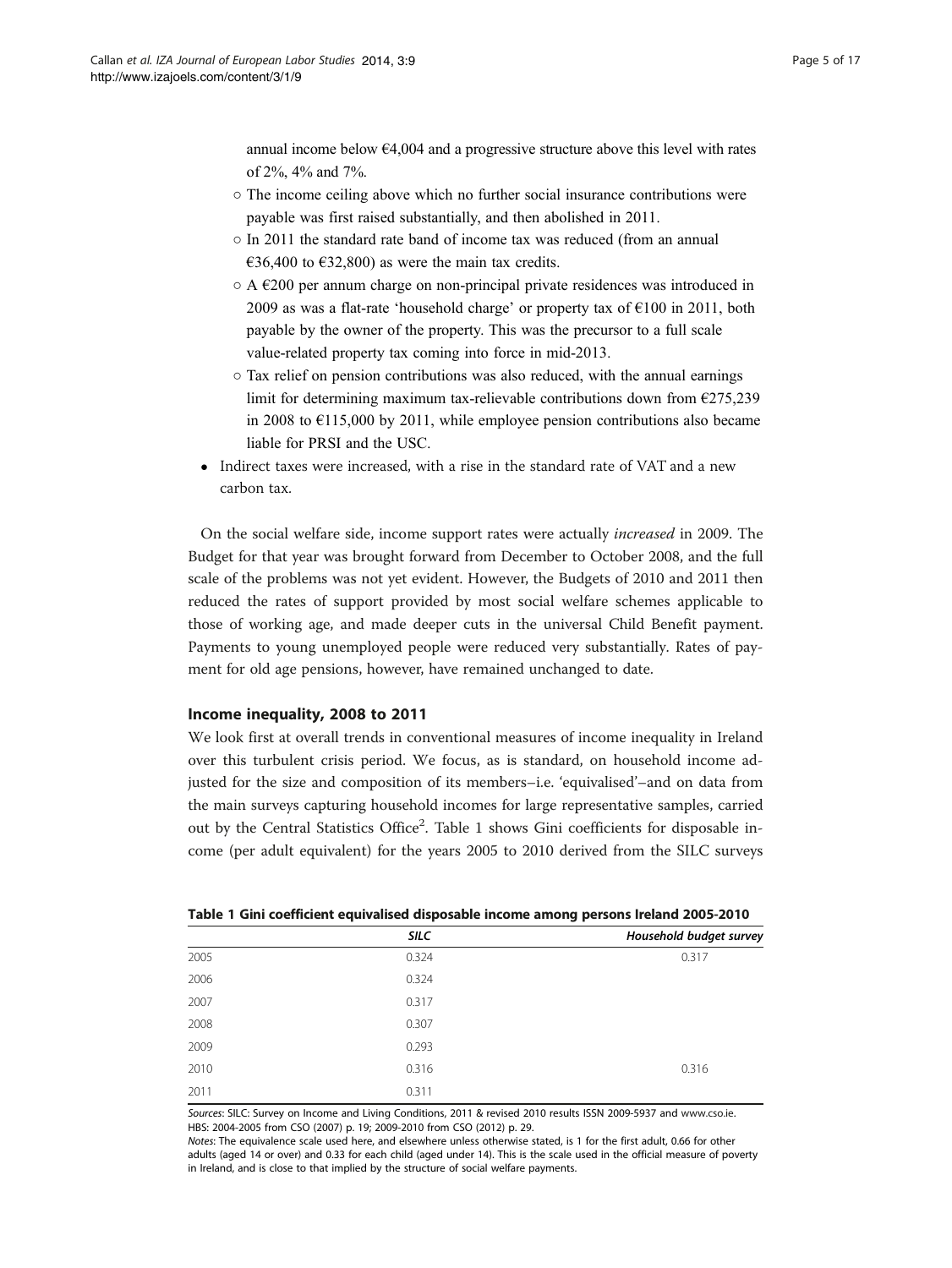annual income below €4,004 and a progressive structure above this level with rates of 2%, 4% and 7%.

  - The income ceiling above which no further social insurance contributions were payable was first raised substantially, and then abolished in 2011.
  - In 2011 the standard rate band of income tax was reduced (from an annual €36,400 to €32,800) as were the main tax credits.
  - A €200 per annum charge on non-principal private residences was introduced in 2009 as was a flat-rate 'household charge' or property tax of €100 in 2011, both payable by the owner of the property. This was the precursor to a full scale value-related property tax coming into force in mid-2013.
  - Tax relief on pension contributions was also reduced, with the annual earnings limit for determining maximum tax-relievable contributions down from €275,239 in 2008 to €115,000 by 2011, while employee pension contributions also became liable for PRSI and the USC.
- Indirect taxes were increased, with a rise in the standard rate of VAT and a new carbon tax.

On the social welfare side, income support rates were actually *increased* in 2009. The Budget for that year was brought forward from December to October 2008, and the full scale of the problems was not yet evident. However, the Budgets of 2010 and 2011 then reduced the rates of support provided by most social welfare schemes applicable to those of working age, and made deeper cuts in the universal Child Benefit payment. Payments to young unemployed people were reduced very substantially. Rates of payment for old age pensions, however, have remained unchanged to date.

## Income inequality, 2008 to 2011

We look first at overall trends in conventional measures of income inequality in Ireland over this turbulent crisis period. We focus, as is standard, on household income adjusted for the size and composition of its members–i.e. 'equivalised'–and on data from the main surveys capturing household incomes for large representative samples, carried out by the Central Statistics Office[2]. Table 1 shows Gini coefficients for disposable income (per adult equivalent) for the years 2005 to 2010 derived from the SILC surveys

**Table 1 Gini coefficient equivalised disposable income among persons Ireland 2005-2010**

| | *SILC* | *Household budget survey* |
|---|---|---|
| 2005 | 0.324 | 0.317 |
| 2006 | 0.324 | |
| 2007 | 0.317 | |
| 2008 | 0.307 | |
| 2009 | 0.293 | |
| 2010 | 0.316 | 0.316 |
| 2011 | 0.311 | |

*Sources*: SILC: Survey on Income and Living Conditions, 2011 & revised 2010 results ISSN 2009-5937 and www.cso.ie. HBS: 2004-2005 from CSO (2007) p. 19; 2009-2010 from CSO (2012) p. 29.

*Notes*: The equivalence scale used here, and elsewhere unless otherwise stated, is 1 for the first adult, 0.66 for other adults (aged 14 or over) and 0.33 for each child (aged under 14). This is the scale used in the official measure of poverty in Ireland, and is close to that implied by the structure of social welfare payments.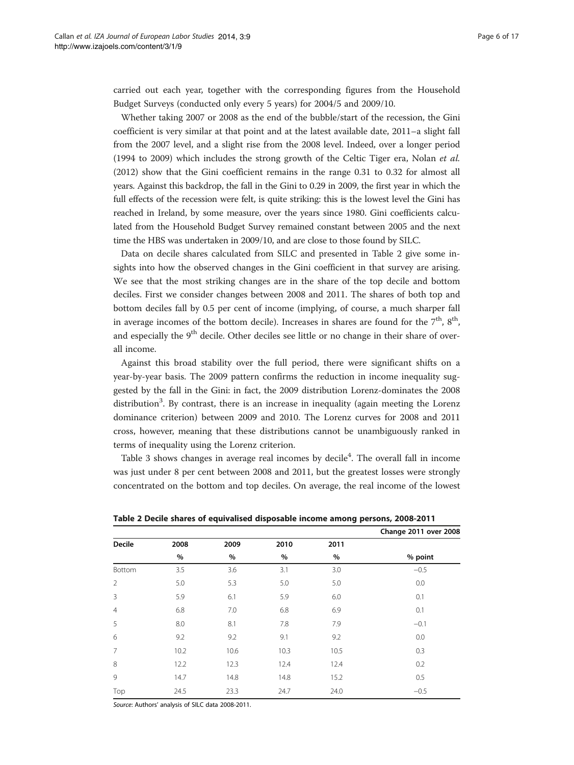carried out each year, together with the corresponding figures from the Household Budget Surveys (conducted only every 5 years) for 2004/5 and 2009/10.

Whether taking 2007 or 2008 as the end of the bubble/start of the recession, the Gini coefficient is very similar at that point and at the latest available date, 2011–a slight fall from the 2007 level, and a slight rise from the 2008 level. Indeed, over a longer period (1994 to 2009) which includes the strong growth of the Celtic Tiger era, Nolan *et al.* (2012) show that the Gini coefficient remains in the range 0.31 to 0.32 for almost all years. Against this backdrop, the fall in the Gini to 0.29 in 2009, the first year in which the full effects of the recession were felt, is quite striking: this is the lowest level the Gini has reached in Ireland, by some measure, over the years since 1980. Gini coefficients calculated from the Household Budget Survey remained constant between 2005 and the next time the HBS was undertaken in 2009/10, and are close to those found by SILC.

Data on decile shares calculated from SILC and presented in Table 2 give some insights into how the observed changes in the Gini coefficient in that survey are arising. We see that the most striking changes are in the share of the top decile and bottom deciles. First we consider changes between 2008 and 2011. The shares of both top and bottom deciles fall by 0.5 per cent of income (implying, of course, a much sharper fall in average incomes of the bottom decile). Increases in shares are found for the 7th, 8th, and especially the 9th decile. Other deciles see little or no change in their share of overall income.

Against this broad stability over the full period, there were significant shifts on a year-by-year basis. The 2009 pattern confirms the reduction in income inequality suggested by the fall in the Gini: in fact, the 2009 distribution Lorenz-dominates the 2008 distribution[3]. By contrast, there is an increase in inequality (again meeting the Lorenz dominance criterion) between 2009 and 2010. The Lorenz curves for 2008 and 2011 cross, however, meaning that these distributions cannot be unambiguously ranked in terms of inequality using the Lorenz criterion.

Table 3 shows changes in average real incomes by decile[4]. The overall fall in income was just under 8 per cent between 2008 and 2011, but the greatest losses were strongly concentrated on the bottom and top deciles. On average, the real income of the lowest

**Table 2 Decile shares of equivalised disposable income among persons, 2008-2011**

| Decile | 2008 | 2009 | 2010 | 2011 | Change 2011 over 2008 |
|---|---|---|---|---|---|
| | % | % | % | % | % point |
| Bottom | 3.5 | 3.6 | 3.1 | 3.0 | −0.5 |
| 2 | 5.0 | 5.3 | 5.0 | 5.0 | 0.0 |
| 3 | 5.9 | 6.1 | 5.9 | 6.0 | 0.1 |
| 4 | 6.8 | 7.0 | 6.8 | 6.9 | 0.1 |
| 5 | 8.0 | 8.1 | 7.8 | 7.9 | −0.1 |
| 6 | 9.2 | 9.2 | 9.1 | 9.2 | 0.0 |
| 7 | 10.2 | 10.6 | 10.3 | 10.5 | 0.3 |
| 8 | 12.2 | 12.3 | 12.4 | 12.4 | 0.2 |
| 9 | 14.7 | 14.8 | 14.8 | 15.2 | 0.5 |
| Top | 24.5 | 23.3 | 24.7 | 24.0 | −0.5 |

*Source*: Authors' analysis of SILC data 2008-2011.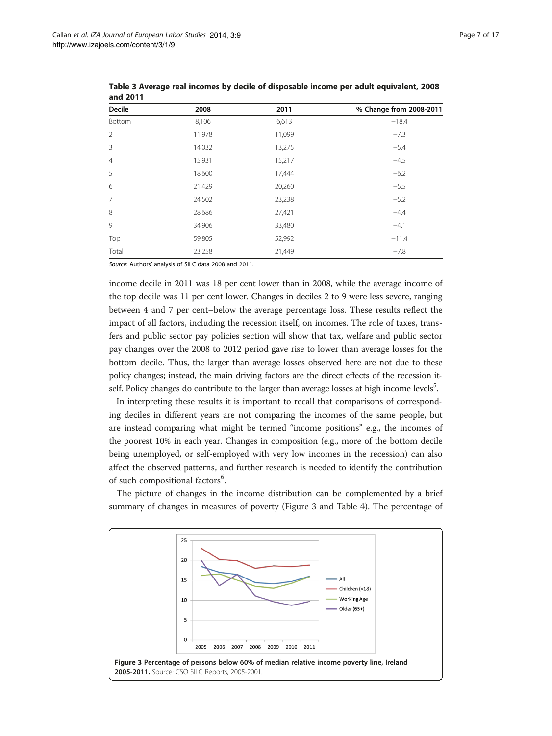**Table 3 Average real incomes by decile of disposable income per adult equivalent, 2008 and 2011**

| Decile | 2008 | 2011 | % Change from 2008-2011 |
|---|---|---|---|
| Bottom | 8,106 | 6,613 | −18.4 |
| 2 | 11,978 | 11,099 | −7.3 |
| 3 | 14,032 | 13,275 | −5.4 |
| 4 | 15,931 | 15,217 | −4.5 |
| 5 | 18,600 | 17,444 | −6.2 |
| 6 | 21,429 | 20,260 | −5.5 |
| 7 | 24,502 | 23,238 | −5.2 |
| 8 | 28,686 | 27,421 | −4.4 |
| 9 | 34,906 | 33,480 | −4.1 |
| Top | 59,805 | 52,992 | −11.4 |
| Total | 23,258 | 21,449 | −7.8 |

*Source*: Authors' analysis of SILC data 2008 and 2011.

income decile in 2011 was 18 per cent lower than in 2008, while the average income of the top decile was 11 per cent lower. Changes in deciles 2 to 9 were less severe, ranging between 4 and 7 per cent–below the average percentage loss. These results reflect the impact of all factors, including the recession itself, on incomes. The role of taxes, transfers and public sector pay policies section will show that tax, welfare and public sector pay changes over the 2008 to 2012 period gave rise to lower than average losses for the bottom decile. Thus, the larger than average losses observed here are not due to these policy changes; instead, the main driving factors are the direct effects of the recession itself. Policy changes do contribute to the larger than average losses at high income levels[5].

In interpreting these results it is important to recall that comparisons of corresponding deciles in different years are not comparing the incomes of the same people, but are instead comparing what might be termed "income positions" e.g., the incomes of the poorest 10% in each year. Changes in composition (e.g., more of the bottom decile being unemployed, or self-employed with very low incomes in the recession) can also affect the observed patterns, and further research is needed to identify the contribution of such compositional factors[6].

The picture of changes in the income distribution can be complemented by a brief summary of changes in measures of poverty (Figure 3 and Table 4). The percentage of

**Figure 3** **Percentage of persons below 60% of median relative income poverty line, Ireland 2005-2011.** Source: CSO SILC Reports, 2005-2001.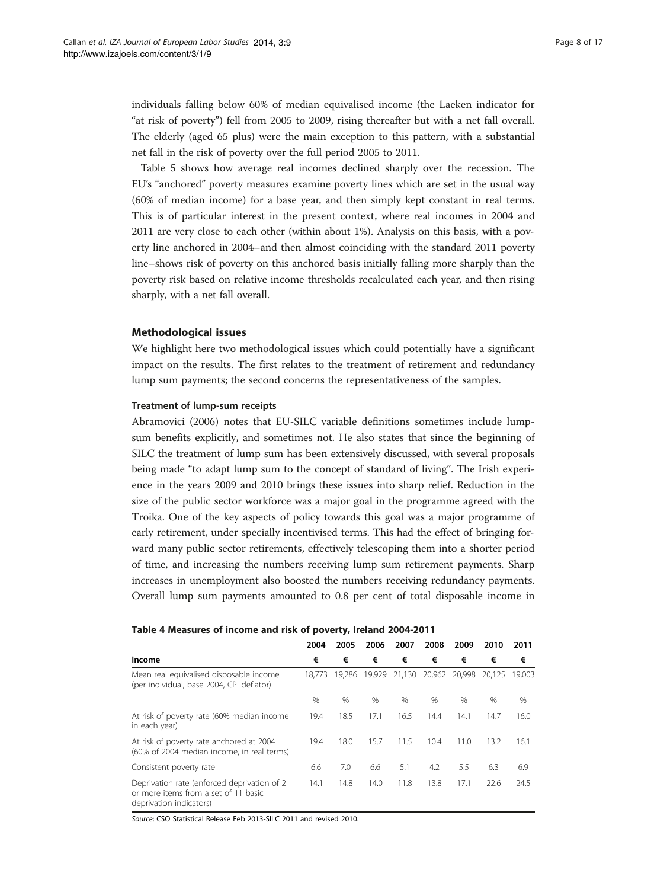individuals falling below 60% of median equivalised income (the Laeken indicator for "at risk of poverty") fell from 2005 to 2009, rising thereafter but with a net fall overall. The elderly (aged 65 plus) were the main exception to this pattern, with a substantial net fall in the risk of poverty over the full period 2005 to 2011.

Table 5 shows how average real incomes declined sharply over the recession. The EU's "anchored" poverty measures examine poverty lines which are set in the usual way (60% of median income) for a base year, and then simply kept constant in real terms. This is of particular interest in the present context, where real incomes in 2004 and 2011 are very close to each other (within about 1%). Analysis on this basis, with a poverty line anchored in 2004–and then almost coinciding with the standard 2011 poverty line–shows risk of poverty on this anchored basis initially falling more sharply than the poverty risk based on relative income thresholds recalculated each year, and then rising sharply, with a net fall overall.

## Methodological issues

We highlight here two methodological issues which could potentially have a significant impact on the results. The first relates to the treatment of retirement and redundancy lump sum payments; the second concerns the representativeness of the samples.

### Treatment of lump-sum receipts

Abramovici (2006) notes that EU-SILC variable definitions sometimes include lump-sum benefits explicitly, and sometimes not. He also states that since the beginning of SILC the treatment of lump sum has been extensively discussed, with several proposals being made "to adapt lump sum to the concept of standard of living". The Irish experience in the years 2009 and 2010 brings these issues into sharp relief. Reduction in the size of the public sector workforce was a major goal in the programme agreed with the Troika. One of the key aspects of policy towards this goal was a major programme of early retirement, under specially incentivised terms. This had the effect of bringing forward many public sector retirements, effectively telescoping them into a shorter period of time, and increasing the numbers receiving lump sum retirement payments. Sharp increases in unemployment also boosted the numbers receiving redundancy payments. Overall lump sum payments amounted to 0.8 per cent of total disposable income in

**Table 4 Measures of income and risk of poverty, Ireland 2004-2011**

| | 2004 | 2005 | 2006 | 2007 | 2008 | 2009 | 2010 | 2011 |
|---|---|---|---|---|---|---|---|---|
| **Income** | € | € | € | € | € | € | € | € |
| Mean real equivalised disposable income (per individual, base 2004, CPI deflator) | 18,773 | 19,286 | 19,929 | 21,130 | 20,962 | 20,998 | 20,125 | 19,003 |
| | % | % | % | % | % | % | % | % |
| At risk of poverty rate (60% median income in each year) | 19.4 | 18.5 | 17.1 | 16.5 | 14.4 | 14.1 | 14.7 | 16.0 |
| At risk of poverty rate anchored at 2004 (60% of 2004 median income, in real terms) | 19.4 | 18.0 | 15.7 | 11.5 | 10.4 | 11.0 | 13.2 | 16.1 |
| Consistent poverty rate | 6.6 | 7.0 | 6.6 | 5.1 | 4.2 | 5.5 | 6.3 | 6.9 |
| Deprivation rate (enforced deprivation of 2 or more items from a set of 11 basic deprivation indicators) | 14.1 | 14.8 | 14.0 | 11.8 | 13.8 | 17.1 | 22.6 | 24.5 |

*Source*: CSO Statistical Release Feb 2013-SILC 2011 and revised 2010.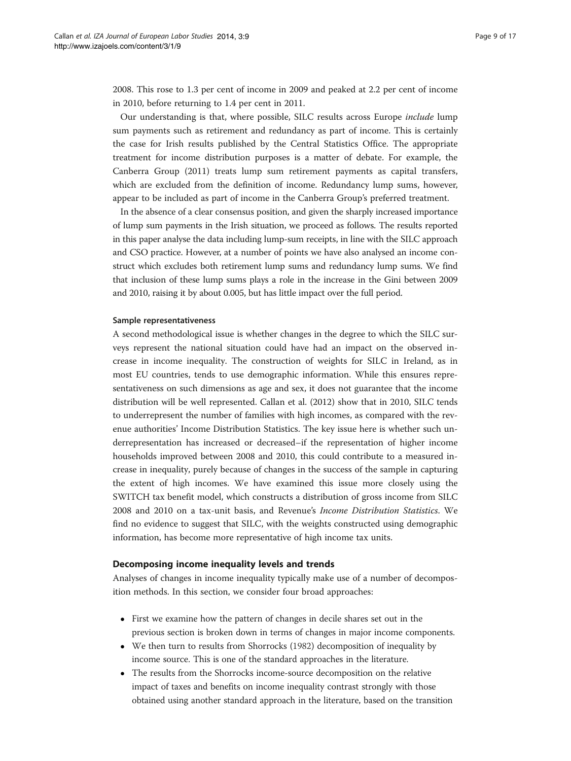2008. This rose to 1.3 per cent of income in 2009 and peaked at 2.2 per cent of income in 2010, before returning to 1.4 per cent in 2011.

Our understanding is that, where possible, SILC results across Europe *include* lump sum payments such as retirement and redundancy as part of income. This is certainly the case for Irish results published by the Central Statistics Office. The appropriate treatment for income distribution purposes is a matter of debate. For example, the Canberra Group (2011) treats lump sum retirement payments as capital transfers, which are excluded from the definition of income. Redundancy lump sums, however, appear to be included as part of income in the Canberra Group's preferred treatment.

In the absence of a clear consensus position, and given the sharply increased importance of lump sum payments in the Irish situation, we proceed as follows. The results reported in this paper analyse the data including lump-sum receipts, in line with the SILC approach and CSO practice. However, at a number of points we have also analysed an income construct which excludes both retirement lump sums and redundancy lump sums. We find that inclusion of these lump sums plays a role in the increase in the Gini between 2009 and 2010, raising it by about 0.005, but has little impact over the full period.

#### Sample representativeness

A second methodological issue is whether changes in the degree to which the SILC surveys represent the national situation could have had an impact on the observed increase in income inequality. The construction of weights for SILC in Ireland, as in most EU countries, tends to use demographic information. While this ensures representativeness on such dimensions as age and sex, it does not guarantee that the income distribution will be well represented. Callan et al. (2012) show that in 2010, SILC tends to underrepresent the number of families with high incomes, as compared with the revenue authorities' Income Distribution Statistics. The key issue here is whether such underrepresentation has increased or decreased–if the representation of higher income households improved between 2008 and 2010, this could contribute to a measured increase in inequality, purely because of changes in the success of the sample in capturing the extent of high incomes. We have examined this issue more closely using the SWITCH tax benefit model, which constructs a distribution of gross income from SILC 2008 and 2010 on a tax-unit basis, and Revenue's *Income Distribution Statistics*. We find no evidence to suggest that SILC, with the weights constructed using demographic information, has become more representative of high income tax units.

### Decomposing income inequality levels and trends

Analyses of changes in income inequality typically make use of a number of decomposition methods. In this section, we consider four broad approaches:

- First we examine how the pattern of changes in decile shares set out in the previous section is broken down in terms of changes in major income components.
- We then turn to results from Shorrocks (1982) decomposition of inequality by income source. This is one of the standard approaches in the literature.
- The results from the Shorrocks income-source decomposition on the relative impact of taxes and benefits on income inequality contrast strongly with those obtained using another standard approach in the literature, based on the transition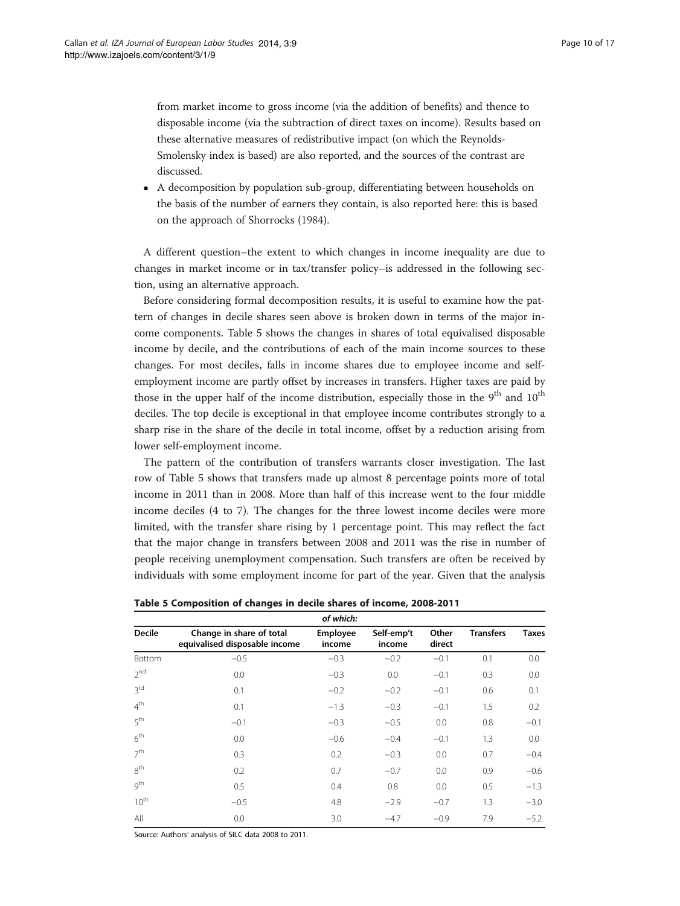from market income to gross income (via the addition of benefits) and thence to disposable income (via the subtraction of direct taxes on income). Results based on these alternative measures of redistributive impact (on which the Reynolds-Smolensky index is based) are also reported, and the sources of the contrast are discussed.

- A decomposition by population sub-group, differentiating between households on the basis of the number of earners they contain, is also reported here: this is based on the approach of Shorrocks (1984).

A different question–the extent to which changes in income inequality are due to changes in market income or in tax/transfer policy–is addressed in the following section, using an alternative approach.

Before considering formal decomposition results, it is useful to examine how the pattern of changes in decile shares seen above is broken down in terms of the major income components. Table 5 shows the changes in shares of total equivalised disposable income by decile, and the contributions of each of the main income sources to these changes. For most deciles, falls in income shares due to employee income and self-employment income are partly offset by increases in transfers. Higher taxes are paid by those in the upper half of the income distribution, especially those in the 9th and 10th deciles. The top decile is exceptional in that employee income contributes strongly to a sharp rise in the share of the decile in total income, offset by a reduction arising from lower self-employment income.

The pattern of the contribution of transfers warrants closer investigation. The last row of Table 5 shows that transfers made up almost 8 percentage points more of total income in 2011 than in 2008. More than half of this increase went to the four middle income deciles (4 to 7). The changes for the three lowest income deciles were more limited, with the transfer share rising by 1 percentage point. This may reflect the fact that the major change in transfers between 2008 and 2011 was the rise in number of people receiving unemployment compensation. Such transfers are often be received by individuals with some employment income for part of the year. Given that the analysis

**Table 5 Composition of changes in decile shares of income, 2008-2011**

| | | *of which:* | | | | |
|---|---|---|---|---|---|---|
| **Decile** | **Change in share of total equivalised disposable income** | **Employee income** | **Self-emp't income** | **Other direct** | **Transfers** | **Taxes** |
| Bottom | −0.5 | −0.3 | −0.2 | −0.1 | 0.1 | 0.0 |
| 2nd | 0.0 | −0.3 | 0.0 | −0.1 | 0.3 | 0.0 |
| 3rd | 0.1 | −0.2 | −0.2 | −0.1 | 0.6 | 0.1 |
| 4th | 0.1 | −1.3 | −0.3 | −0.1 | 1.5 | 0.2 |
| 5th | −0.1 | −0.3 | −0.5 | 0.0 | 0.8 | −0.1 |
| 6th | 0.0 | −0.6 | −0.4 | −0.1 | 1.3 | 0.0 |
| 7th | 0.3 | 0.2 | −0.3 | 0.0 | 0.7 | −0.4 |
| 8th | 0.2 | 0.7 | −0.7 | 0.0 | 0.9 | −0.6 |
| 9th | 0.5 | 0.4 | 0.8 | 0.0 | 0.5 | −1.3 |
| 10th | −0.5 | 4.8 | −2.9 | −0.7 | 1.3 | −3.0 |
| All | 0.0 | 3.0 | −4.7 | −0.9 | 7.9 | −5.2 |

Source: Authors' analysis of SILC data 2008 to 2011.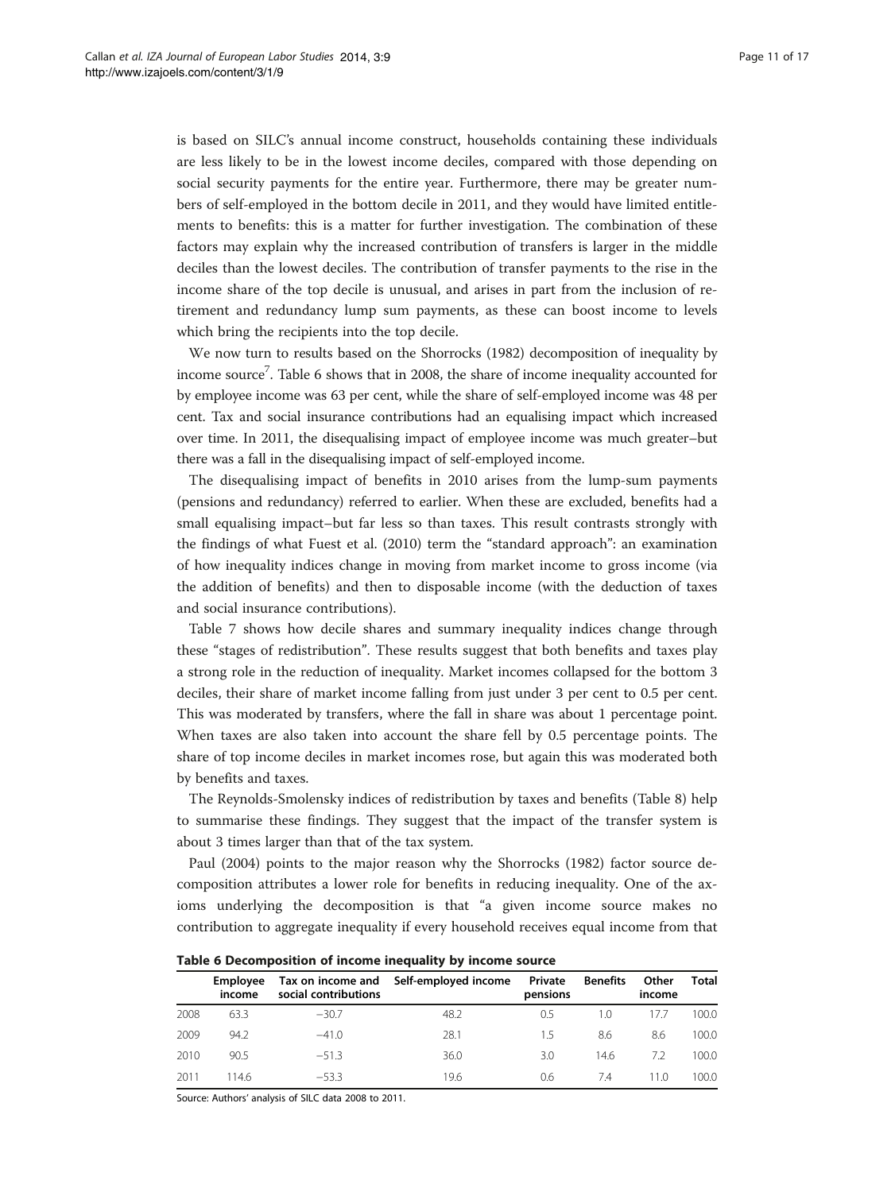is based on SILC's annual income construct, households containing these individuals are less likely to be in the lowest income deciles, compared with those depending on social security payments for the entire year. Furthermore, there may be greater numbers of self-employed in the bottom decile in 2011, and they would have limited entitlements to benefits: this is a matter for further investigation. The combination of these factors may explain why the increased contribution of transfers is larger in the middle deciles than the lowest deciles. The contribution of transfer payments to the rise in the income share of the top decile is unusual, and arises in part from the inclusion of retirement and redundancy lump sum payments, as these can boost income to levels which bring the recipients into the top decile.

We now turn to results based on the Shorrocks (1982) decomposition of inequality by income source[7]. Table 6 shows that in 2008, the share of income inequality accounted for by employee income was 63 per cent, while the share of self-employed income was 48 per cent. Tax and social insurance contributions had an equalising impact which increased over time. In 2011, the disequalising impact of employee income was much greater–but there was a fall in the disequalising impact of self-employed income.

The disequalising impact of benefits in 2010 arises from the lump-sum payments (pensions and redundancy) referred to earlier. When these are excluded, benefits had a small equalising impact–but far less so than taxes. This result contrasts strongly with the findings of what Fuest et al. (2010) term the "standard approach": an examination of how inequality indices change in moving from market income to gross income (via the addition of benefits) and then to disposable income (with the deduction of taxes and social insurance contributions).

Table 7 shows how decile shares and summary inequality indices change through these "stages of redistribution". These results suggest that both benefits and taxes play a strong role in the reduction of inequality. Market incomes collapsed for the bottom 3 deciles, their share of market income falling from just under 3 per cent to 0.5 per cent. This was moderated by transfers, where the fall in share was about 1 percentage point. When taxes are also taken into account the share fell by 0.5 percentage points. The share of top income deciles in market incomes rose, but again this was moderated both by benefits and taxes.

The Reynolds-Smolensky indices of redistribution by taxes and benefits (Table 8) help to summarise these findings. They suggest that the impact of the transfer system is about 3 times larger than that of the tax system.

Paul (2004) points to the major reason why the Shorrocks (1982) factor source decomposition attributes a lower role for benefits in reducing inequality. One of the axioms underlying the decomposition is that "a given income source makes no contribution to aggregate inequality if every household receives equal income from that

**Table 6 Decomposition of income inequality by income source**

| | Employee income | Tax on income and social contributions | Self-employed income | Private pensions | Benefits | Other income | Total |
|---|---|---|---|---|---|---|---|
| 2008 | 63.3 | −30.7 | 48.2 | 0.5 | 1.0 | 17.7 | 100.0 |
| 2009 | 94.2 | −41.0 | 28.1 | 1.5 | 8.6 | 8.6 | 100.0 |
| 2010 | 90.5 | −51.3 | 36.0 | 3.0 | 14.6 | 7.2 | 100.0 |
| 2011 | 114.6 | −53.3 | 19.6 | 0.6 | 7.4 | 11.0 | 100.0 |

Source: Authors' analysis of SILC data 2008 to 2011.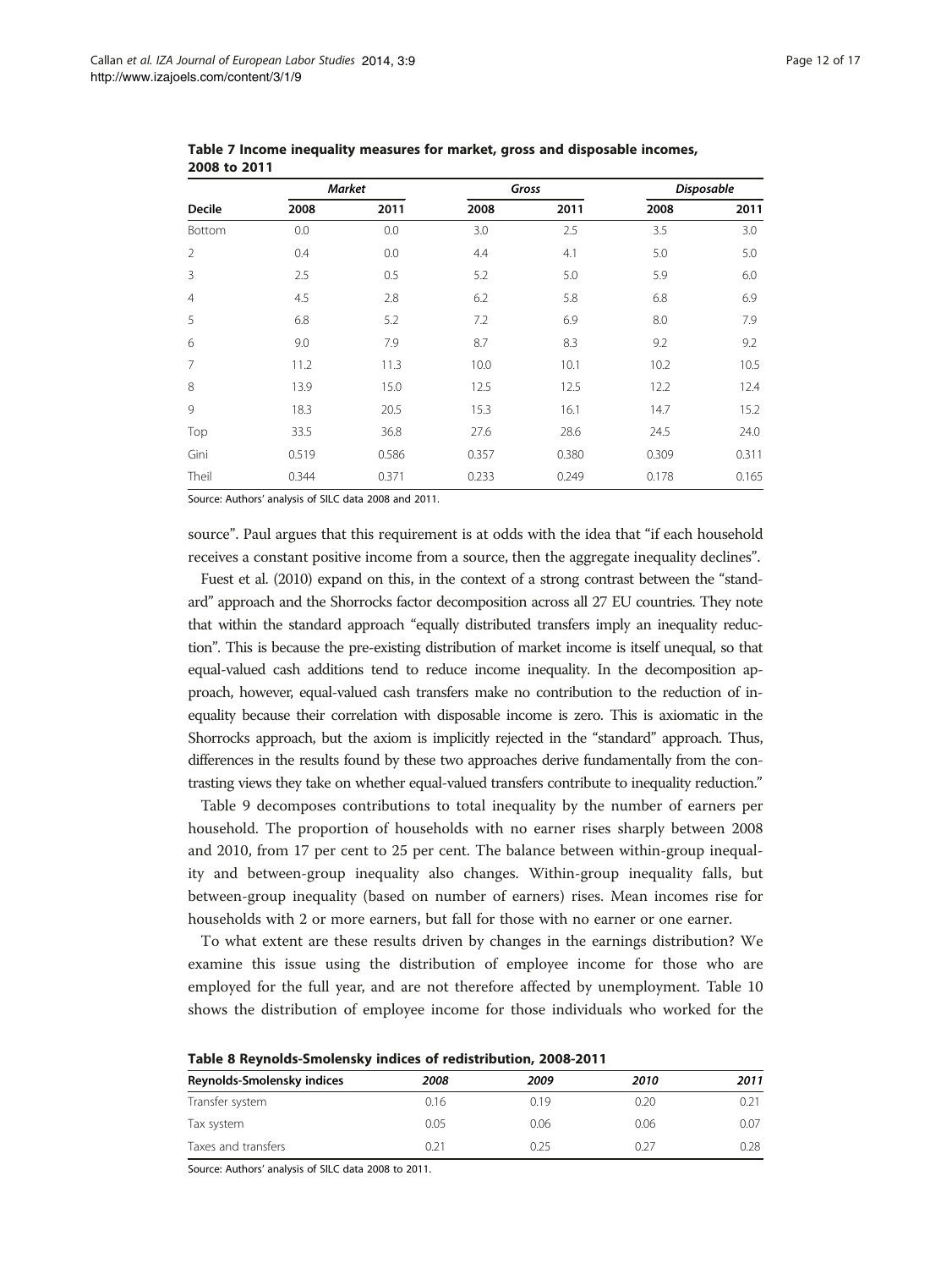**Table 7 Income inequality measures for market, gross and disposable incomes, 2008 to 2011**

| | *Market* | | *Gross* | | *Disposable* | |
|---|---|---|---|---|---|---|
| **Decile** | **2008** | **2011** | **2008** | **2011** | **2008** | **2011** |
| Bottom | 0.0 | 0.0 | 3.0 | 2.5 | 3.5 | 3.0 |
| 2 | 0.4 | 0.0 | 4.4 | 4.1 | 5.0 | 5.0 |
| 3 | 2.5 | 0.5 | 5.2 | 5.0 | 5.9 | 6.0 |
| 4 | 4.5 | 2.8 | 6.2 | 5.8 | 6.8 | 6.9 |
| 5 | 6.8 | 5.2 | 7.2 | 6.9 | 8.0 | 7.9 |
| 6 | 9.0 | 7.9 | 8.7 | 8.3 | 9.2 | 9.2 |
| 7 | 11.2 | 11.3 | 10.0 | 10.1 | 10.2 | 10.5 |
| 8 | 13.9 | 15.0 | 12.5 | 12.5 | 12.2 | 12.4 |
| 9 | 18.3 | 20.5 | 15.3 | 16.1 | 14.7 | 15.2 |
| Top | 33.5 | 36.8 | 27.6 | 28.6 | 24.5 | 24.0 |
| Gini | 0.519 | 0.586 | 0.357 | 0.380 | 0.309 | 0.311 |
| Theil | 0.344 | 0.371 | 0.233 | 0.249 | 0.178 | 0.165 |

Source: Authors' analysis of SILC data 2008 and 2011.

source". Paul argues that this requirement is at odds with the idea that "if each household receives a constant positive income from a source, then the aggregate inequality declines".

Fuest et al. (2010) expand on this, in the context of a strong contrast between the "standard" approach and the Shorrocks factor decomposition across all 27 EU countries. They note that within the standard approach "equally distributed transfers imply an inequality reduction". This is because the pre-existing distribution of market income is itself unequal, so that equal-valued cash additions tend to reduce income inequality. In the decomposition approach, however, equal-valued cash transfers make no contribution to the reduction of inequality because their correlation with disposable income is zero. This is axiomatic in the Shorrocks approach, but the axiom is implicitly rejected in the "standard" approach. Thus, differences in the results found by these two approaches derive fundamentally from the contrasting views they take on whether equal-valued transfers contribute to inequality reduction."

Table 9 decomposes contributions to total inequality by the number of earners per household. The proportion of households with no earner rises sharply between 2008 and 2010, from 17 per cent to 25 per cent. The balance between within-group inequality and between-group inequality also changes. Within-group inequality falls, but between-group inequality (based on number of earners) rises. Mean incomes rise for households with 2 or more earners, but fall for those with no earner or one earner.

To what extent are these results driven by changes in the earnings distribution? We examine this issue using the distribution of employee income for those who are employed for the full year, and are not therefore affected by unemployment. Table 10 shows the distribution of employee income for those individuals who worked for the

**Table 8 Reynolds-Smolensky indices of redistribution, 2008-2011**

| Reynolds-Smolensky indices | *2008* | *2009* | *2010* | *2011* |
|---|---|---|---|---|
| Transfer system | 0.16 | 0.19 | 0.20 | 0.21 |
| Tax system | 0.05 | 0.06 | 0.06 | 0.07 |
| Taxes and transfers | 0.21 | 0.25 | 0.27 | 0.28 |

Source: Authors' analysis of SILC data 2008 to 2011.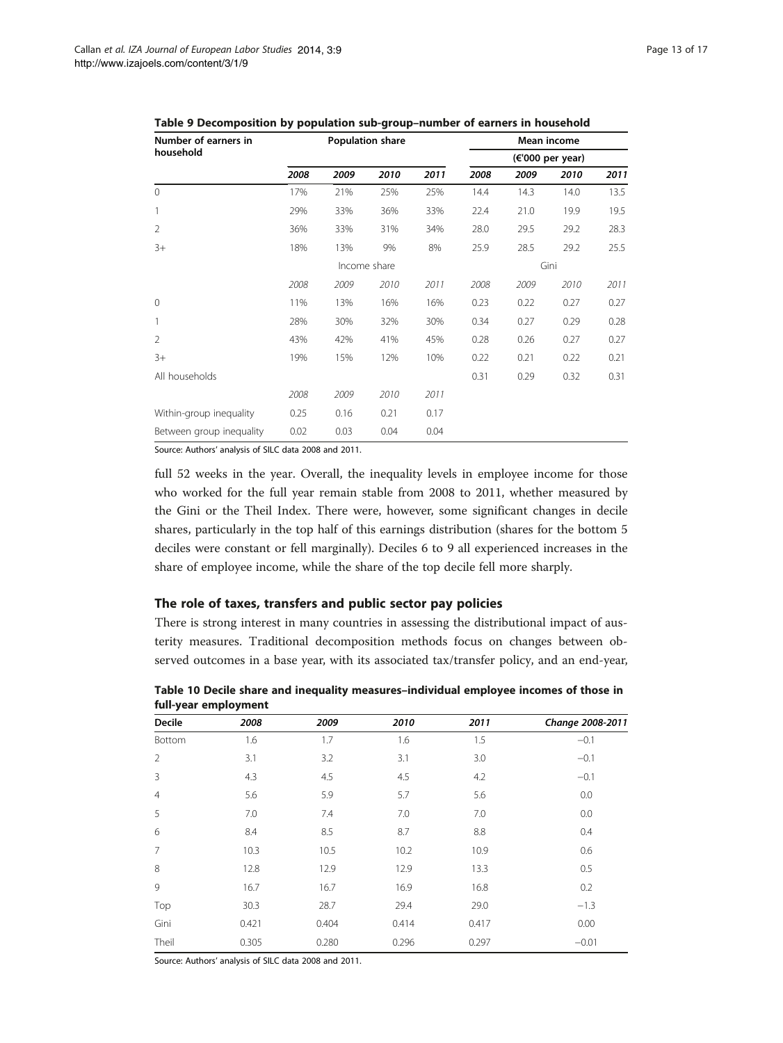**Table 9 Decomposition by population sub-group–number of earners in household**

| Number of earners in household | Population share | | | | Mean income (€'000 per year) | | | |
|---|---|---|---|---|---|---|---|---|
| | *2008* | *2009* | *2010* | *2011* | *2008* | *2009* | *2010* | *2011* |
| 0 | 17% | 21% | 25% | 25% | 14.4 | 14.3 | 14.0 | 13.5 |
| 1 | 29% | 33% | 36% | 33% | 22.4 | 21.0 | 19.9 | 19.5 |
| 2 | 36% | 33% | 31% | 34% | 28.0 | 29.5 | 29.2 | 28.3 |
| 3+ | 18% | 13% | 9% | 8% | 25.9 | 28.5 | 29.2 | 25.5 |
| | Income share | | | | Gini | | | |
| | *2008* | *2009* | *2010* | *2011* | *2008* | *2009* | *2010* | *2011* |
| 0 | 11% | 13% | 16% | 16% | 0.23 | 0.22 | 0.27 | 0.27 |
| 1 | 28% | 30% | 32% | 30% | 0.34 | 0.27 | 0.29 | 0.28 |
| 2 | 43% | 42% | 41% | 45% | 0.28 | 0.26 | 0.27 | 0.27 |
| 3+ | 19% | 15% | 12% | 10% | 0.22 | 0.21 | 0.22 | 0.21 |
| All households | | | | | 0.31 | 0.29 | 0.32 | 0.31 |
| | *2008* | *2009* | *2010* | *2011* | | | | |
| Within-group inequality | 0.25 | 0.16 | 0.21 | 0.17 | | | | |
| Between group inequality | 0.02 | 0.03 | 0.04 | 0.04 | | | | |

Source: Authors' analysis of SILC data 2008 and 2011.

full 52 weeks in the year. Overall, the inequality levels in employee income for those who worked for the full year remain stable from 2008 to 2011, whether measured by the Gini or the Theil Index. There were, however, some significant changes in decile shares, particularly in the top half of this earnings distribution (shares for the bottom 5 deciles were constant or fell marginally). Deciles 6 to 9 all experienced increases in the share of employee income, while the share of the top decile fell more sharply.

## The role of taxes, transfers and public sector pay policies

There is strong interest in many countries in assessing the distributional impact of austerity measures. Traditional decomposition methods focus on changes between observed outcomes in a base year, with its associated tax/transfer policy, and an end-year,

**Table 10 Decile share and inequality measures–individual employee incomes of those in full-year employment**

| Decile | *2008* | *2009* | *2010* | *2011* | *Change 2008-2011* |
|---|---|---|---|---|---|
| Bottom | 1.6 | 1.7 | 1.6 | 1.5 | −0.1 |
| 2 | 3.1 | 3.2 | 3.1 | 3.0 | −0.1 |
| 3 | 4.3 | 4.5 | 4.5 | 4.2 | −0.1 |
| 4 | 5.6 | 5.9 | 5.7 | 5.6 | 0.0 |
| 5 | 7.0 | 7.4 | 7.0 | 7.0 | 0.0 |
| 6 | 8.4 | 8.5 | 8.7 | 8.8 | 0.4 |
| 7 | 10.3 | 10.5 | 10.2 | 10.9 | 0.6 |
| 8 | 12.8 | 12.9 | 12.9 | 13.3 | 0.5 |
| 9 | 16.7 | 16.7 | 16.9 | 16.8 | 0.2 |
| Top | 30.3 | 28.7 | 29.4 | 29.0 | −1.3 |
| Gini | 0.421 | 0.404 | 0.414 | 0.417 | 0.00 |
| Theil | 0.305 | 0.280 | 0.296 | 0.297 | −0.01 |

Source: Authors' analysis of SILC data 2008 and 2011.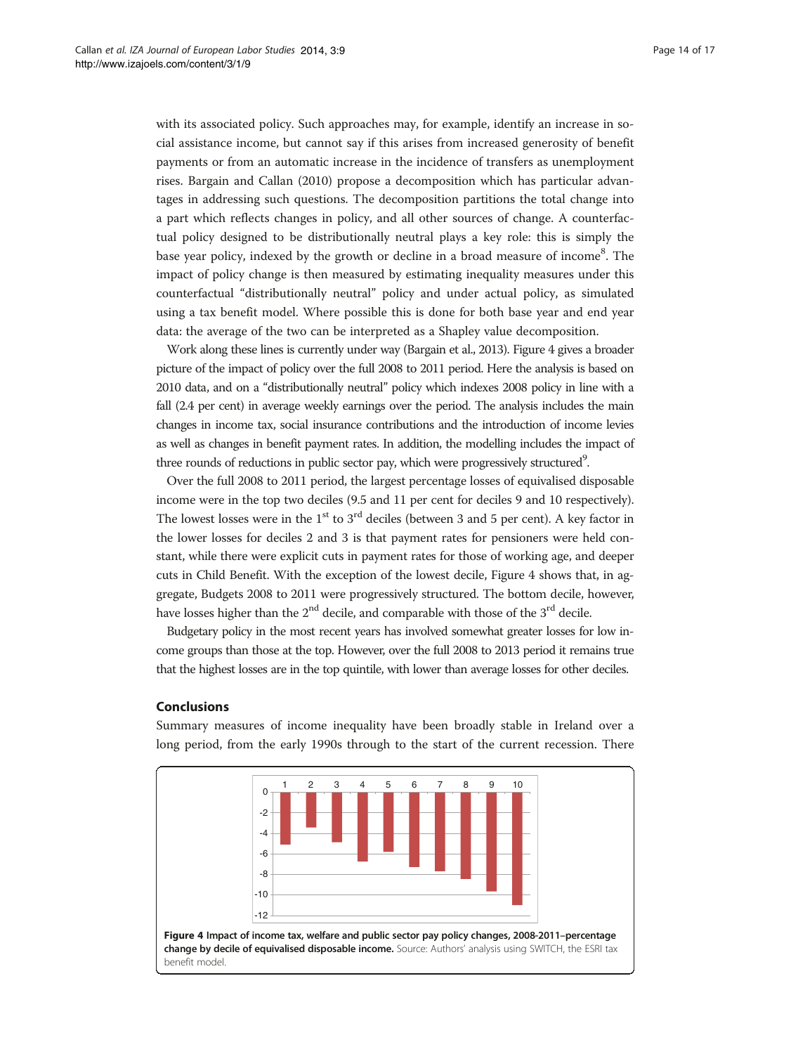with its associated policy. Such approaches may, for example, identify an increase in social assistance income, but cannot say if this arises from increased generosity of benefit payments or from an automatic increase in the incidence of transfers as unemployment rises. Bargain and Callan (2010) propose a decomposition which has particular advantages in addressing such questions. The decomposition partitions the total change into a part which reflects changes in policy, and all other sources of change. A counterfactual policy designed to be distributionally neutral plays a key role: this is simply the base year policy, indexed by the growth or decline in a broad measure of income[8]. The impact of policy change is then measured by estimating inequality measures under this counterfactual "distributionally neutral" policy and under actual policy, as simulated using a tax benefit model. Where possible this is done for both base year and end year data: the average of the two can be interpreted as a Shapley value decomposition.

Work along these lines is currently under way (Bargain et al., 2013). Figure 4 gives a broader picture of the impact of policy over the full 2008 to 2011 period. Here the analysis is based on 2010 data, and on a "distributionally neutral" policy which indexes 2008 policy in line with a fall (2.4 per cent) in average weekly earnings over the period. The analysis includes the main changes in income tax, social insurance contributions and the introduction of income levies as well as changes in benefit payment rates. In addition, the modelling includes the impact of three rounds of reductions in public sector pay, which were progressively structured[9].

Over the full 2008 to 2011 period, the largest percentage losses of equivalised disposable income were in the top two deciles (9.5 and 11 per cent for deciles 9 and 10 respectively). The lowest losses were in the 1st to 3rd deciles (between 3 and 5 per cent). A key factor in the lower losses for deciles 2 and 3 is that payment rates for pensioners were held constant, while there were explicit cuts in payment rates for those of working age, and deeper cuts in Child Benefit. With the exception of the lowest decile, Figure 4 shows that, in aggregate, Budgets 2008 to 2011 were progressively structured. The bottom decile, however, have losses higher than the 2nd decile, and comparable with those of the 3rd decile.

Budgetary policy in the most recent years has involved somewhat greater losses for low income groups than those at the top. However, over the full 2008 to 2013 period it remains true that the highest losses are in the top quintile, with lower than average losses for other deciles.

## Conclusions

Summary measures of income inequality have been broadly stable in Ireland over a long period, from the early 1990s through to the start of the current recession. There

**Figure 4 Impact of income tax, welfare and public sector pay policy changes, 2008-2011–percentage change by decile of equivalised disposable income.** Source: Authors' analysis using SWITCH, the ESRI tax benefit model.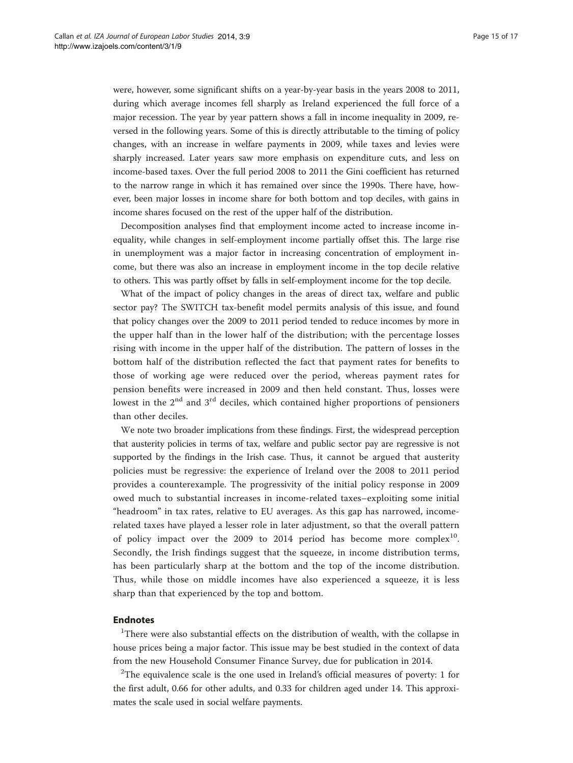were, however, some significant shifts on a year-by-year basis in the years 2008 to 2011, during which average incomes fell sharply as Ireland experienced the full force of a major recession. The year by year pattern shows a fall in income inequality in 2009, reversed in the following years. Some of this is directly attributable to the timing of policy changes, with an increase in welfare payments in 2009, while taxes and levies were sharply increased. Later years saw more emphasis on expenditure cuts, and less on income-based taxes. Over the full period 2008 to 2011 the Gini coefficient has returned to the narrow range in which it has remained over since the 1990s. There have, however, been major losses in income share for both bottom and top deciles, with gains in income shares focused on the rest of the upper half of the distribution.

Decomposition analyses find that employment income acted to increase income inequality, while changes in self-employment income partially offset this. The large rise in unemployment was a major factor in increasing concentration of employment income, but there was also an increase in employment income in the top decile relative to others. This was partly offset by falls in self-employment income for the top decile.

What of the impact of policy changes in the areas of direct tax, welfare and public sector pay? The SWITCH tax-benefit model permits analysis of this issue, and found that policy changes over the 2009 to 2011 period tended to reduce incomes by more in the upper half than in the lower half of the distribution; with the percentage losses rising with income in the upper half of the distribution. The pattern of losses in the bottom half of the distribution reflected the fact that payment rates for benefits to those of working age were reduced over the period, whereas payment rates for pension benefits were increased in 2009 and then held constant. Thus, losses were lowest in the 2nd and 3rd deciles, which contained higher proportions of pensioners than other deciles.

We note two broader implications from these findings. First, the widespread perception that austerity policies in terms of tax, welfare and public sector pay are regressive is not supported by the findings in the Irish case. Thus, it cannot be argued that austerity policies must be regressive: the experience of Ireland over the 2008 to 2011 period provides a counterexample. The progressivity of the initial policy response in 2009 owed much to substantial increases in income-related taxes–exploiting some initial "headroom" in tax rates, relative to EU averages. As this gap has narrowed, income-related taxes have played a lesser role in later adjustment, so that the overall pattern of policy impact over the 2009 to 2014 period has become more complex[10]. Secondly, the Irish findings suggest that the squeeze, in income distribution terms, has been particularly sharp at the bottom and the top of the income distribution. Thus, while those on middle incomes have also experienced a squeeze, it is less sharp than that experienced by the top and bottom.

## Endnotes

[1]There were also substantial effects on the distribution of wealth, with the collapse in house prices being a major factor. This issue may be best studied in the context of data from the new Household Consumer Finance Survey, due for publication in 2014.

[2]The equivalence scale is the one used in Ireland's official measures of poverty: 1 for the first adult, 0.66 for other adults, and 0.33 for children aged under 14. This approximates the scale used in social welfare payments.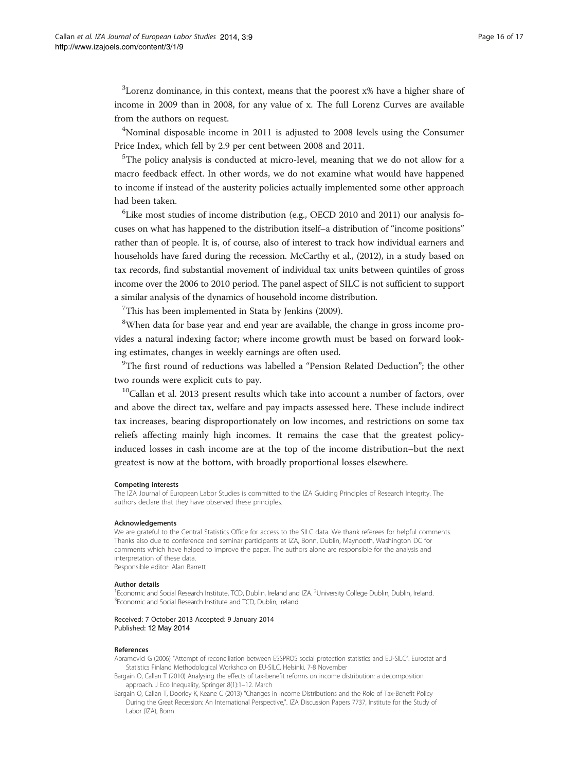[3]Lorenz dominance, in this context, means that the poorest x% have a higher share of income in 2009 than in 2008, for any value of x. The full Lorenz Curves are available from the authors on request.

[4]Nominal disposable income in 2011 is adjusted to 2008 levels using the Consumer Price Index, which fell by 2.9 per cent between 2008 and 2011.

[5]The policy analysis is conducted at micro-level, meaning that we do not allow for a macro feedback effect. In other words, we do not examine what would have happened to income if instead of the austerity policies actually implemented some other approach had been taken.

[6]Like most studies of income distribution (e.g., OECD 2010 and 2011) our analysis focuses on what has happened to the distribution itself–a distribution of "income positions" rather than of people. It is, of course, also of interest to track how individual earners and households have fared during the recession. McCarthy et al., (2012), in a study based on tax records, find substantial movement of individual tax units between quintiles of gross income over the 2006 to 2010 period. The panel aspect of SILC is not sufficient to support a similar analysis of the dynamics of household income distribution.

[7]This has been implemented in Stata by Jenkins (2009).

[8]When data for base year and end year are available, the change in gross income provides a natural indexing factor; where income growth must be based on forward looking estimates, changes in weekly earnings are often used.

[9]The first round of reductions was labelled a "Pension Related Deduction"; the other two rounds were explicit cuts to pay.

[10]Callan et al. 2013 present results which take into account a number of factors, over and above the direct tax, welfare and pay impacts assessed here. These include indirect tax increases, bearing disproportionately on low incomes, and restrictions on some tax reliefs affecting mainly high incomes. It remains the case that the greatest policy-induced losses in cash income are at the top of the income distribution–but the next greatest is now at the bottom, with broadly proportional losses elsewhere.

#### Competing interests

The IZA Journal of European Labor Studies is committed to the IZA Guiding Principles of Research Integrity. The authors declare that they have observed these principles.

#### Acknowledgements

We are grateful to the Central Statistics Office for access to the SILC data. We thank referees for helpful comments. Thanks also due to conference and seminar participants at IZA, Bonn, Dublin, Maynooth, Washington DC for comments which have helped to improve the paper. The authors alone are responsible for the analysis and interpretation of these data.
Responsible editor: Alan Barrett

#### Author details

[1]Economic and Social Research Institute, TCD, Dublin, Ireland and IZA. [2]University College Dublin, Dublin, Ireland. [3]Economic and Social Research Institute and TCD, Dublin, Ireland.

Received: 7 October 2013 Accepted: 9 January 2014
Published: 12 May 2014

#### References

Abramovici G (2006) "Attempt of reconciliation between ESSPROS social protection statistics and EU-SILC". Eurostat and Statistics Finland Methodological Workshop on EU-SILC, Helsinki. 7-8 November

Bargain O, Callan T (2010) Analysing the effects of tax-benefit reforms on income distribution: a decomposition approach. J Eco Inequality, Springer 8(1):1–12. March

Bargain O, Callan T, Doorley K, Keane C (2013) "Changes in Income Distributions and the Role of Tax-Benefit Policy During the Great Recession: An International Perspective,". IZA Discussion Papers 7737, Institute for the Study of Labor (IZA), Bonn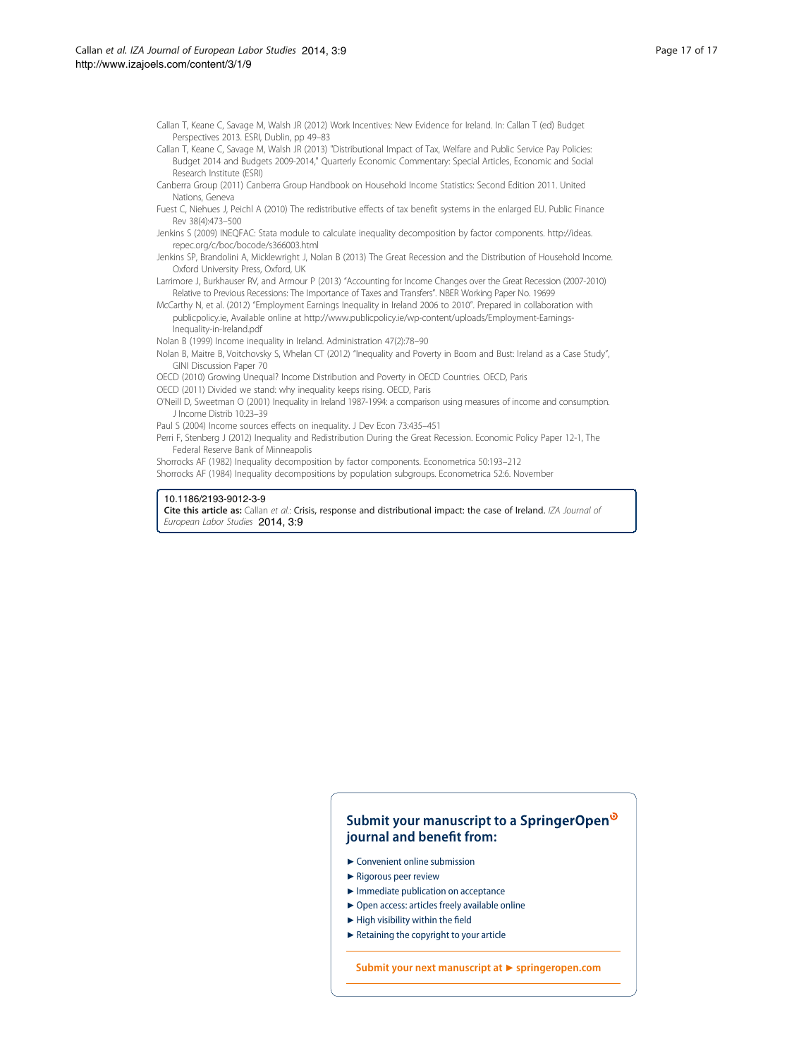Callan T, Keane C, Savage M, Walsh JR (2012) Work Incentives: New Evidence for Ireland. In: Callan T (ed) Budget Perspectives 2013. ESRI, Dublin, pp 49–83

Callan T, Keane C, Savage M, Walsh JR (2013) "Distributional Impact of Tax, Welfare and Public Service Pay Policies: Budget 2014 and Budgets 2009-2014," Quarterly Economic Commentary: Special Articles, Economic and Social Research Institute (ESRI)

Canberra Group (2011) Canberra Group Handbook on Household Income Statistics: Second Edition 2011. United Nations, Geneva

Fuest C, Niehues J, Peichl A (2010) The redistributive effects of tax benefit systems in the enlarged EU. Public Finance Rev 38(4):473–500

Jenkins S (2009) INEQFAC: Stata module to calculate inequality decomposition by factor components. http://ideas.repec.org/c/boc/bocode/s366003.html

Jenkins SP, Brandolini A, Micklewright J, Nolan B (2013) The Great Recession and the Distribution of Household Income. Oxford University Press, Oxford, UK

Larrimore J, Burkhauser RV, and Armour P (2013) "Accounting for Income Changes over the Great Recession (2007-2010) Relative to Previous Recessions: The Importance of Taxes and Transfers". NBER Working Paper No. 19699

McCarthy N, et al. (2012) "Employment Earnings Inequality in Ireland 2006 to 2010". Prepared in collaboration with publicpolicy.ie, Available online at http://www.publicpolicy.ie/wp-content/uploads/Employment-Earnings-Inequality-in-Ireland.pdf

Nolan B (1999) Income inequality in Ireland. Administration 47(2):78–90

Nolan B, Maitre B, Voitchovsky S, Whelan CT (2012) "Inequality and Poverty in Boom and Bust: Ireland as a Case Study", GINI Discussion Paper 70

OECD (2010) Growing Unequal? Income Distribution and Poverty in OECD Countries. OECD, Paris

OECD (2011) Divided we stand: why inequality keeps rising. OECD, Paris

O'Neill D, Sweetman O (2001) Inequality in Ireland 1987-1994: a comparison using measures of income and consumption. J Income Distrib 10:23–39

Paul S (2004) Income sources effects on inequality. J Dev Econ 73:435–451

Perri F, Stenberg J (2012) Inequality and Redistribution During the Great Recession. Economic Policy Paper 12-1, The Federal Reserve Bank of Minneapolis

Shorrocks AF (1982) Inequality decomposition by factor components. Econometrica 50:193–212

Shorrocks AF (1984) Inequality decompositions by population subgroups. Econometrica 52:6. November

10.1186/2193-9012-3-9

**Cite this article as:** Callan *et al.*: Crisis, response and distributional impact: the case of Ireland. *IZA Journal of European Labor Studies* 2014, 3:9